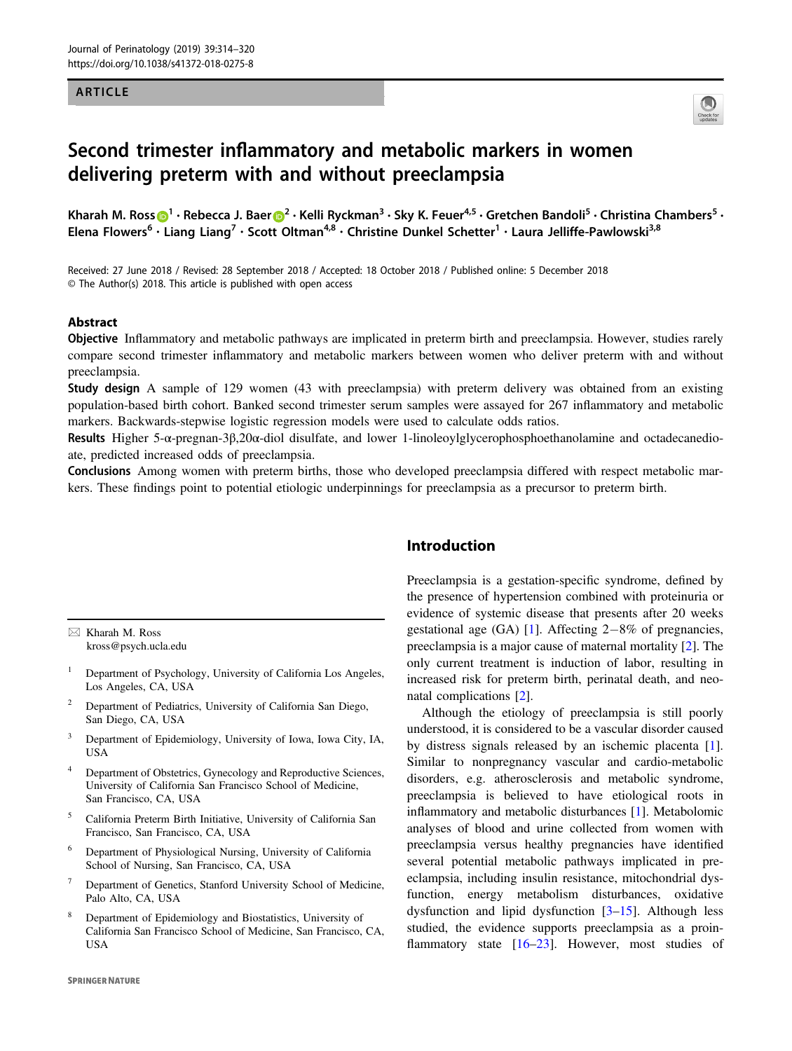ARTICLE

# Second trimester inflammatory and metabolic markers in women delivering preterm with and without preeclampsia

Kharah M. Ross[1] · Rebecca J. Baer[2] · Kelli Ryckman[3] · Sky K. Feuer[4,5] · Gretchen Bandoli[5] · Christina Chambers[5] · Elena Flowers[6] · Liang Liang[7] · Scott Oltman[4,8] · Christine Dunkel Schetter[1] · Laura Jelliffe-Pawlowski[3,8]

Received: 27 June 2018 / Revised: 28 September 2018 / Accepted: 18 October 2018 / Published online: 5 December 2018
© The Author(s) 2018. This article is published with open access

## Abstract

**Objective** Inflammatory and metabolic pathways are implicated in preterm birth and preeclampsia. However, studies rarely compare second trimester inflammatory and metabolic markers between women who deliver preterm with and without preeclampsia.

**Study design** A sample of 129 women (43 with preeclampsia) with preterm delivery was obtained from an existing population-based birth cohort. Banked second trimester serum samples were assayed for 267 inflammatory and metabolic markers. Backwards-stepwise logistic regression models were used to calculate odds ratios.

**Results** Higher 5-α-pregnan-3β,20α-diol disulfate, and lower 1-linoleoylglycerophosphoethanolamine and octadecanedioate, predicted increased odds of preeclampsia.

**Conclusions** Among women with preterm births, those who developed preeclampsia differed with respect metabolic markers. These findings point to potential etiologic underpinnings for preeclampsia as a precursor to preterm birth.

## Introduction

Preeclampsia is a gestation-specific syndrome, defined by the presence of hypertension combined with proteinuria or evidence of systemic disease that presents after 20 weeks gestational age (GA) [1]. Affecting 2−8% of pregnancies, preeclampsia is a major cause of maternal mortality [2]. The only current treatment is induction of labor, resulting in increased risk for preterm birth, perinatal death, and neonatal complications [2].

Although the etiology of preeclampsia is still poorly understood, it is considered to be a vascular disorder caused by distress signals released by an ischemic placenta [1]. Similar to nonpregnancy vascular and cardio-metabolic disorders, e.g. atherosclerosis and metabolic syndrome, preeclampsia is believed to have etiological roots in inflammatory and metabolic disturbances [1]. Metabolomic analyses of blood and urine collected from women with preeclampsia versus healthy pregnancies have identified several potential metabolic pathways implicated in preeclampsia, including insulin resistance, mitochondrial dysfunction, energy metabolism disturbances, oxidative dysfunction and lipid dysfunction [3–15]. Although less studied, the evidence supports preeclampsia as a proinflammatory state [16–23]. However, most studies of

---

✉ Kharah M. Ross
kross@psych.ucla.edu

1 Department of Psychology, University of California Los Angeles, Los Angeles, CA, USA
2 Department of Pediatrics, University of California San Diego, San Diego, CA, USA
3 Department of Epidemiology, University of Iowa, Iowa City, IA, USA
4 Department of Obstetrics, Gynecology and Reproductive Sciences, University of California San Francisco School of Medicine, San Francisco, CA, USA
5 California Preterm Birth Initiative, University of California San Francisco, San Francisco, CA, USA
6 Department of Physiological Nursing, University of California School of Nursing, San Francisco, CA, USA
7 Department of Genetics, Stanford University School of Medicine, Palo Alto, CA, USA
8 Department of Epidemiology and Biostatistics, University of California San Francisco School of Medicine, San Francisco, CA, USA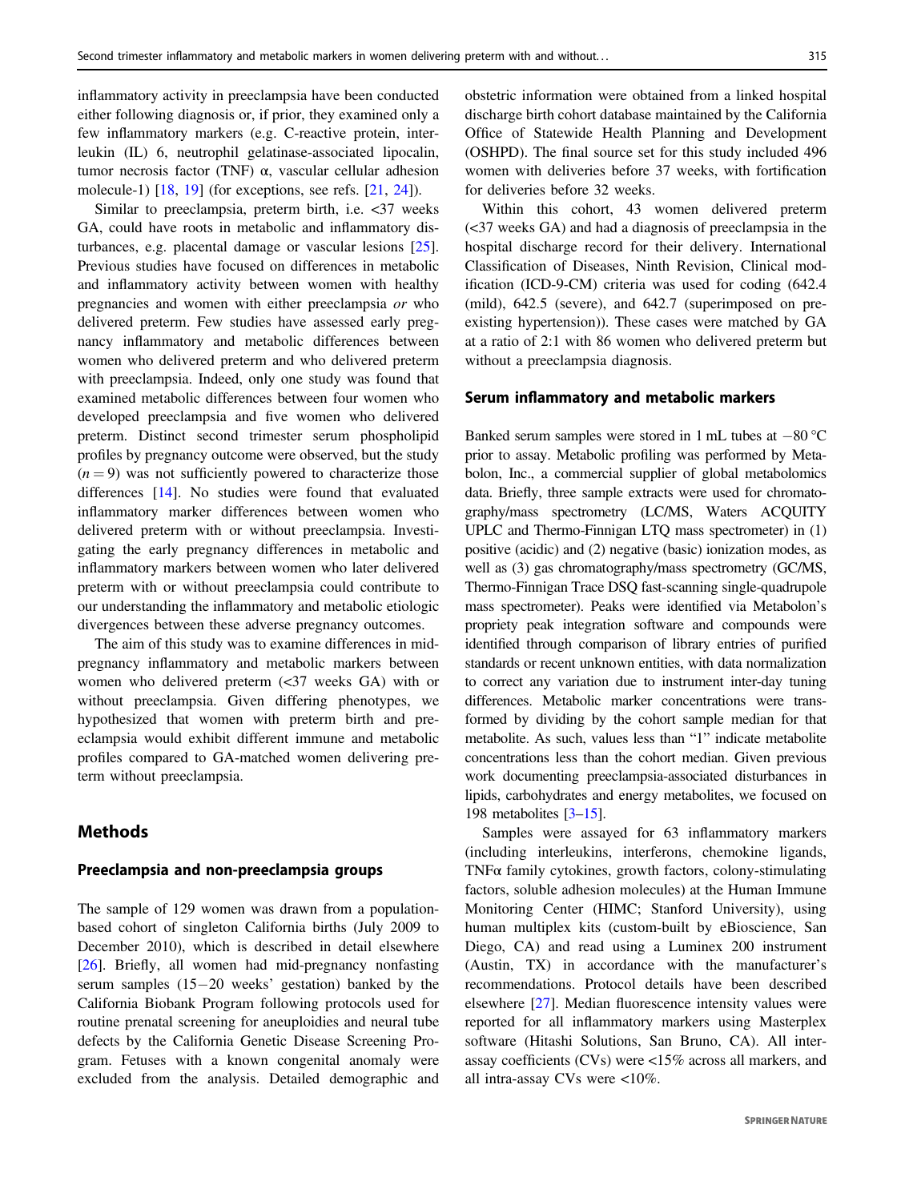inflammatory activity in preeclampsia have been conducted either following diagnosis or, if prior, they examined only a few inflammatory markers (e.g. C-reactive protein, interleukin (IL) 6, neutrophil gelatinase-associated lipocalin, tumor necrosis factor (TNF) α, vascular cellular adhesion molecule-1) [18, 19] (for exceptions, see refs. [21, 24]).

Similar to preeclampsia, preterm birth, i.e. <37 weeks GA, could have roots in metabolic and inflammatory disturbances, e.g. placental damage or vascular lesions [25]. Previous studies have focused on differences in metabolic and inflammatory activity between women with healthy pregnancies and women with either preeclampsia *or* who delivered preterm. Few studies have assessed early pregnancy inflammatory and metabolic differences between women who delivered preterm and who delivered preterm with preeclampsia. Indeed, only one study was found that examined metabolic differences between four women who developed preeclampsia and five women who delivered preterm. Distinct second trimester serum phospholipid profiles by pregnancy outcome were observed, but the study ($n = 9$) was not sufficiently powered to characterize those differences [14]. No studies were found that evaluated inflammatory marker differences between women who delivered preterm with or without preeclampsia. Investigating the early pregnancy differences in metabolic and inflammatory markers between women who later delivered preterm with or without preeclampsia could contribute to our understanding the inflammatory and metabolic etiologic divergences between these adverse pregnancy outcomes.

The aim of this study was to examine differences in mid-pregnancy inflammatory and metabolic markers between women who delivered preterm (<37 weeks GA) with or without preeclampsia. Given differing phenotypes, we hypothesized that women with preterm birth and preeclampsia would exhibit different immune and metabolic profiles compared to GA-matched women delivering preterm without preeclampsia.

## Methods

### Preeclampsia and non-preeclampsia groups

The sample of 129 women was drawn from a population-based cohort of singleton California births (July 2009 to December 2010), which is described in detail elsewhere [26]. Briefly, all women had mid-pregnancy nonfasting serum samples (15−20 weeks' gestation) banked by the California Biobank Program following protocols used for routine prenatal screening for aneuploidies and neural tube defects by the California Genetic Disease Screening Program. Fetuses with a known congenital anomaly were excluded from the analysis. Detailed demographic and obstetric information were obtained from a linked hospital discharge birth cohort database maintained by the California Office of Statewide Health Planning and Development (OSHPD). The final source set for this study included 496 women with deliveries before 37 weeks, with fortification for deliveries before 32 weeks.

Within this cohort, 43 women delivered preterm (<37 weeks GA) and had a diagnosis of preeclampsia in the hospital discharge record for their delivery. International Classification of Diseases, Ninth Revision, Clinical modification (ICD-9-CM) criteria was used for coding (642.4 (mild), 642.5 (severe), and 642.7 (superimposed on pre-existing hypertension)). These cases were matched by GA at a ratio of 2:1 with 86 women who delivered preterm but without a preeclampsia diagnosis.

### Serum inflammatory and metabolic markers

Banked serum samples were stored in 1 mL tubes at −80 °C prior to assay. Metabolic profiling was performed by Metabolon, Inc., a commercial supplier of global metabolomics data. Briefly, three sample extracts were used for chromatography/mass spectrometry (LC/MS, Waters ACQUITY UPLC and Thermo-Finnigan LTQ mass spectrometer) in (1) positive (acidic) and (2) negative (basic) ionization modes, as well as (3) gas chromatography/mass spectrometry (GC/MS, Thermo-Finnigan Trace DSQ fast-scanning single-quadrupole mass spectrometer). Peaks were identified via Metabolon's propriety peak integration software and compounds were identified through comparison of library entries of purified standards or recent unknown entities, with data normalization to correct any variation due to instrument inter-day tuning differences. Metabolic marker concentrations were transformed by dividing by the cohort sample median for that metabolite. As such, values less than "1" indicate metabolite concentrations less than the cohort median. Given previous work documenting preeclampsia-associated disturbances in lipids, carbohydrates and energy metabolites, we focused on 198 metabolites [3–15].

Samples were assayed for 63 inflammatory markers (including interleukins, interferons, chemokine ligands, TNFα family cytokines, growth factors, colony-stimulating factors, soluble adhesion molecules) at the Human Immune Monitoring Center (HIMC; Stanford University), using human multiplex kits (custom-built by eBioscience, San Diego, CA) and read using a Luminex 200 instrument (Austin, TX) in accordance with the manufacturer's recommendations. Protocol details have been described elsewhere [27]. Median fluorescence intensity values were reported for all inflammatory markers using Masterplex software (Hitashi Solutions, San Bruno, CA). All inter-assay coefficients (CVs) were <15% across all markers, and all intra-assay CVs were <10%.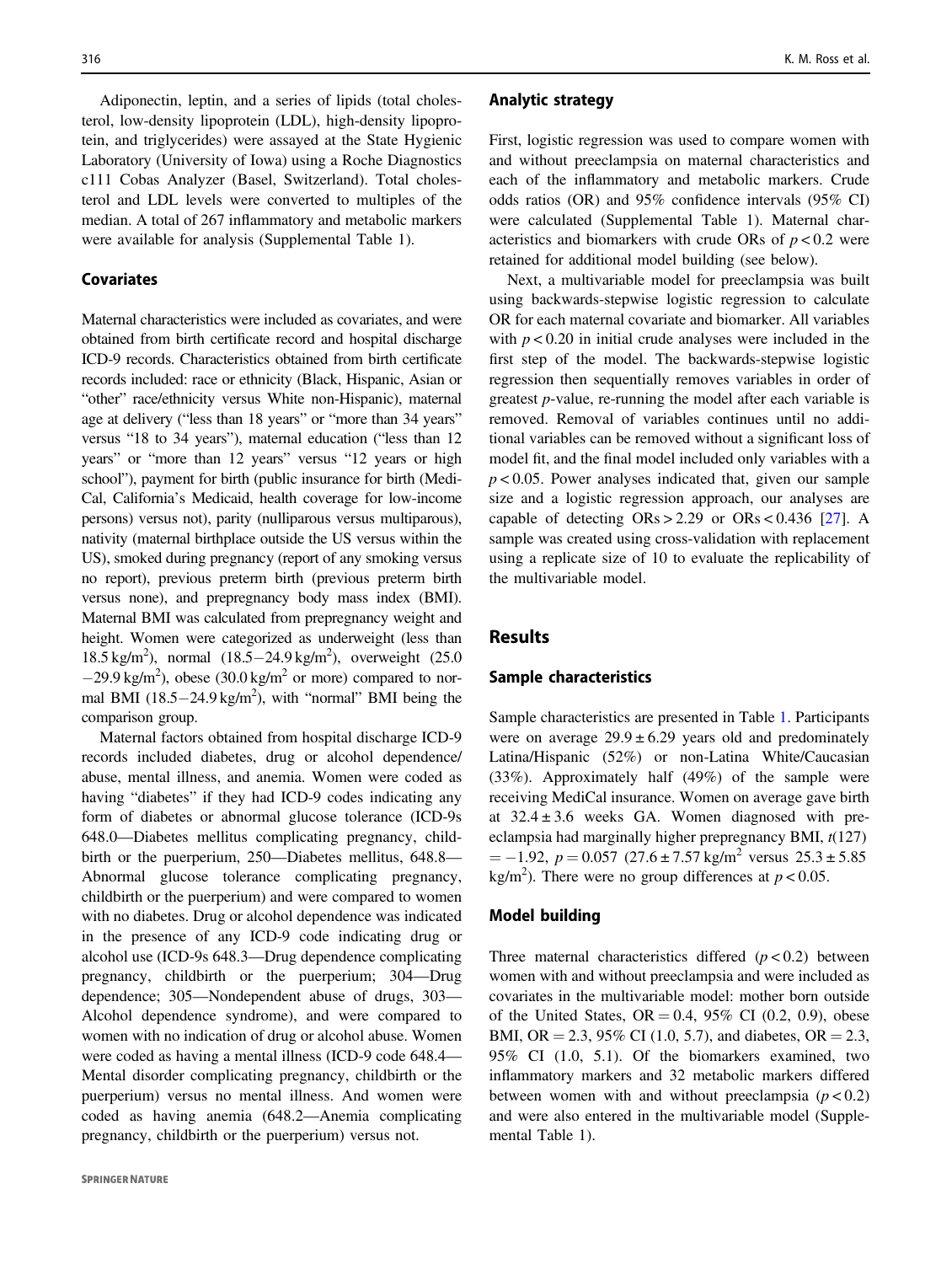Adiponectin, leptin, and a series of lipids (total cholesterol, low-density lipoprotein (LDL), high-density lipoprotein, and triglycerides) were assayed at the State Hygienic Laboratory (University of Iowa) using a Roche Diagnostics c111 Cobas Analyzer (Basel, Switzerland). Total cholesterol and LDL levels were converted to multiples of the median. A total of 267 inflammatory and metabolic markers were available for analysis (Supplemental Table 1).

### Covariates

Maternal characteristics were included as covariates, and were obtained from birth certificate record and hospital discharge ICD-9 records. Characteristics obtained from birth certificate records included: race or ethnicity (Black, Hispanic, Asian or "other" race/ethnicity versus White non-Hispanic), maternal age at delivery ("less than 18 years" or "more than 34 years" versus "18 to 34 years"), maternal education ("less than 12 years" or "more than 12 years" versus "12 years or high school"), payment for birth (public insurance for birth (Medi-Cal, California's Medicaid, health coverage for low-income persons) versus not), parity (nulliparous versus multiparous), nativity (maternal birthplace outside the US versus within the US), smoked during pregnancy (report of any smoking versus no report), previous preterm birth (previous preterm birth versus none), and prepregnancy body mass index (BMI). Maternal BMI was calculated from prepregnancy weight and height. Women were categorized as underweight (less than 18.5 kg/m$^2$), normal (18.5−24.9 kg/m$^2$), overweight (25.0 −29.9 kg/m$^2$), obese (30.0 kg/m$^2$ or more) compared to normal BMI (18.5−24.9 kg/m$^2$), with "normal" BMI being the comparison group.

Maternal factors obtained from hospital discharge ICD-9 records included diabetes, drug or alcohol dependence/abuse, mental illness, and anemia. Women were coded as having "diabetes" if they had ICD-9 codes indicating any form of diabetes or abnormal glucose tolerance (ICD-9s 648.0—Diabetes mellitus complicating pregnancy, childbirth or the puerperium, 250—Diabetes mellitus, 648.8—Abnormal glucose tolerance complicating pregnancy, childbirth or the puerperium) and were compared to women with no diabetes. Drug or alcohol dependence was indicated in the presence of any ICD-9 code indicating drug or alcohol use (ICD-9s 648.3—Drug dependence complicating pregnancy, childbirth or the puerperium; 304—Drug dependence; 305—Nondependent abuse of drugs, 303—Alcohol dependence syndrome), and were compared to women with no indication of drug or alcohol abuse. Women were coded as having a mental illness (ICD-9 code 648.4—Mental disorder complicating pregnancy, childbirth or the puerperium) versus no mental illness. And women were coded as having anemia (648.2—Anemia complicating pregnancy, childbirth or the puerperium) versus not.

### Analytic strategy

First, logistic regression was used to compare women with and without preeclampsia on maternal characteristics and each of the inflammatory and metabolic markers. Crude odds ratios (OR) and 95% confidence intervals (95% CI) were calculated (Supplemental Table 1). Maternal characteristics and biomarkers with crude ORs of $p < 0.2$ were retained for additional model building (see below).

Next, a multivariable model for preeclampsia was built using backwards-stepwise logistic regression to calculate OR for each maternal covariate and biomarker. All variables with $p < 0.20$ in initial crude analyses were included in the first step of the model. The backwards-stepwise logistic regression then sequentially removes variables in order of greatest $p$-value, re-running the model after each variable is removed. Removal of variables continues until no additional variables can be removed without a significant loss of model fit, and the final model included only variables with a $p < 0.05$. Power analyses indicated that, given our sample size and a logistic regression approach, our analyses are capable of detecting ORs > 2.29 or ORs < 0.436 [27]. A sample was created using cross-validation with replacement using a replicate size of 10 to evaluate the replicability of the multivariable model.

## Results

### Sample characteristics

Sample characteristics are presented in Table 1. Participants were on average 29.9 ± 6.29 years old and predominately Latina/Hispanic (52%) or non-Latina White/Caucasian (33%). Approximately half (49%) of the sample were receiving MediCal insurance. Women on average gave birth at 32.4 ± 3.6 weeks GA. Women diagnosed with preeclampsia had marginally higher prepregnancy BMI, $t(127) = -1.92$, $p = 0.057$ (27.6 ± 7.57 kg/m$^2$ versus 25.3 ± 5.85 kg/m$^2$). There were no group differences at $p < 0.05$.

### Model building

Three maternal characteristics differed ($p < 0.2$) between women with and without preeclampsia and were included as covariates in the multivariable model: mother born outside of the United States, OR = 0.4, 95% CI (0.2, 0.9), obese BMI, OR = 2.3, 95% CI (1.0, 5.7), and diabetes, OR = 2.3, 95% CI (1.0, 5.1). Of the biomarkers examined, two inflammatory markers and 32 metabolic markers differed between women with and without preeclampsia ($p < 0.2$) and were also entered in the multivariable model (Supplemental Table 1).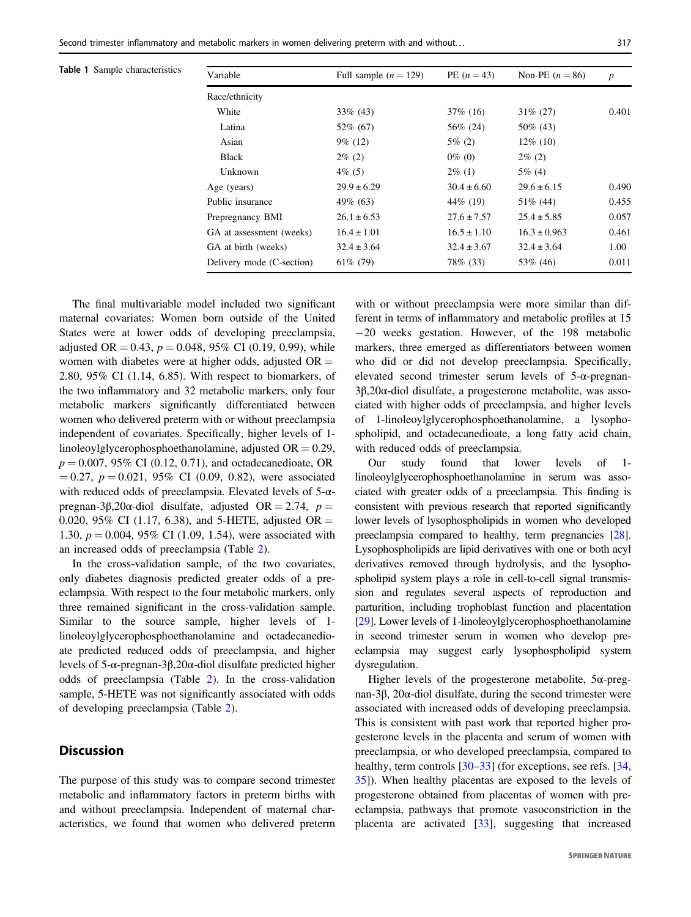**Table 1** Sample characteristics

| Variable | Full sample ($n = 129$) | PE ($n = 43$) | Non-PE ($n = 86$) | $p$ |
|---|---|---|---|---|
| Race/ethnicity | | | | |
| White | 33% (43) | 37% (16) | 31% (27) | 0.401 |
| Latina | 52% (67) | 56% (24) | 50% (43) | |
| Asian | 9% (12) | 5% (2) | 12% (10) | |
| Black | 2% (2) | 0% (0) | 2% (2) | |
| Unknown | 4% (5) | 2% (1) | 5% (4) | |
| Age (years) | 29.9 ± 6.29 | 30.4 ± 6.60 | 29.6 ± 6.15 | 0.490 |
| Public insurance | 49% (63) | 44% (19) | 51% (44) | 0.455 |
| Prepregnancy BMI | 26.1 ± 6.53 | 27.6 ± 7.57 | 25.4 ± 5.85 | 0.057 |
| GA at assessment (weeks) | 16.4 ± 1.01 | 16.5 ± 1.10 | 16.3 ± 0.963 | 0.461 |
| GA at birth (weeks) | 32.4 ± 3.64 | 32.4 ± 3.67 | 32.4 ± 3.64 | 1.00 |
| Delivery mode (C-section) | 61% (79) | 78% (33) | 53% (46) | 0.011 |

The final multivariable model included two significant maternal covariates: Women born outside of the United States were at lower odds of developing preeclampsia, adjusted OR = 0.43, $p = 0.048$, 95% CI (0.19, 0.99), while women with diabetes were at higher odds, adjusted OR = 2.80, 95% CI (1.14, 6.85). With respect to biomarkers, of the two inflammatory and 32 metabolic markers, only four metabolic markers significantly differentiated between women who delivered preterm with or without preeclampsia independent of covariates. Specifically, higher levels of 1-linoleoylglycerophosphoethanolamine, adjusted OR = 0.29, $p = 0.007$, 95% CI (0.12, 0.71), and octadecanedioate, OR = 0.27, $p = 0.021$, 95% CI (0.09, 0.82), were associated with reduced odds of preeclampsia. Elevated levels of 5-α-pregnan-3β,20α-diol disulfate, adjusted OR = 2.74, $p = 0.020$, 95% CI (1.17, 6.38), and 5-HETE, adjusted OR = 1.30, $p = 0.004$, 95% CI (1.09, 1.54), were associated with an increased odds of preeclampsia (Table 2).

In the cross-validation sample, of the two covariates, only diabetes diagnosis predicted greater odds of a preeclampsia. With respect to the four metabolic markers, only three remained significant in the cross-validation sample. Similar to the source sample, higher levels of 1-linoleoylglycerophosphoethanolamine and octadecanedioate predicted reduced odds of preeclampsia, and higher levels of 5-α-pregnan-3β,20α-diol disulfate predicted higher odds of preeclampsia (Table 2). In the cross-validation sample, 5-HETE was not significantly associated with odds of developing preeclampsia (Table 2).

## Discussion

The purpose of this study was to compare second trimester metabolic and inflammatory factors in preterm births with and without preeclampsia. Independent of maternal characteristics, we found that women who delivered preterm with or without preeclampsia were more similar than different in terms of inflammatory and metabolic profiles at 15 −20 weeks gestation. However, of the 198 metabolic markers, three emerged as differentiators between women who did or did not develop preeclampsia. Specifically, elevated second trimester serum levels of 5-α-pregnan-3β,20α-diol disulfate, a progesterone metabolite, was associated with higher odds of preeclampsia, and higher levels of 1-linoleoylglycerophosphoethanolamine, a lysophospholipid, and octadecanedioate, a long fatty acid chain, with reduced odds of preeclampsia.

Our study found that lower levels of 1-linoleoylglycerophosphoethanolamine in serum was associated with greater odds of a preeclampsia. This finding is consistent with previous research that reported significantly lower levels of lysophospholipids in women who developed preeclampsia compared to healthy, term pregnancies [28]. Lysophospholipids are lipid derivatives with one or both acyl derivatives removed through hydrolysis, and the lysophospholipid system plays a role in cell-to-cell signal transmission and regulates several aspects of reproduction and parturition, including trophoblast function and placentation [29]. Lower levels of 1-linoleoylglycerophosphoethanolamine in second trimester serum in women who develop preeclampsia may suggest early lysophospholipid system dysregulation.

Higher levels of the progesterone metabolite, 5α-pregnan-3β, 20α-diol disulfate, during the second trimester were associated with increased odds of developing preeclampsia. This is consistent with past work that reported higher progesterone levels in the placenta and serum of women with preeclampsia, or who developed preeclampsia, compared to healthy, term controls [30–33] (for exceptions, see refs. [34, 35]). When healthy placentas are exposed to the levels of progesterone obtained from placentas of women with preeclampsia, pathways that promote vasoconstriction in the placenta are activated [33], suggesting that increased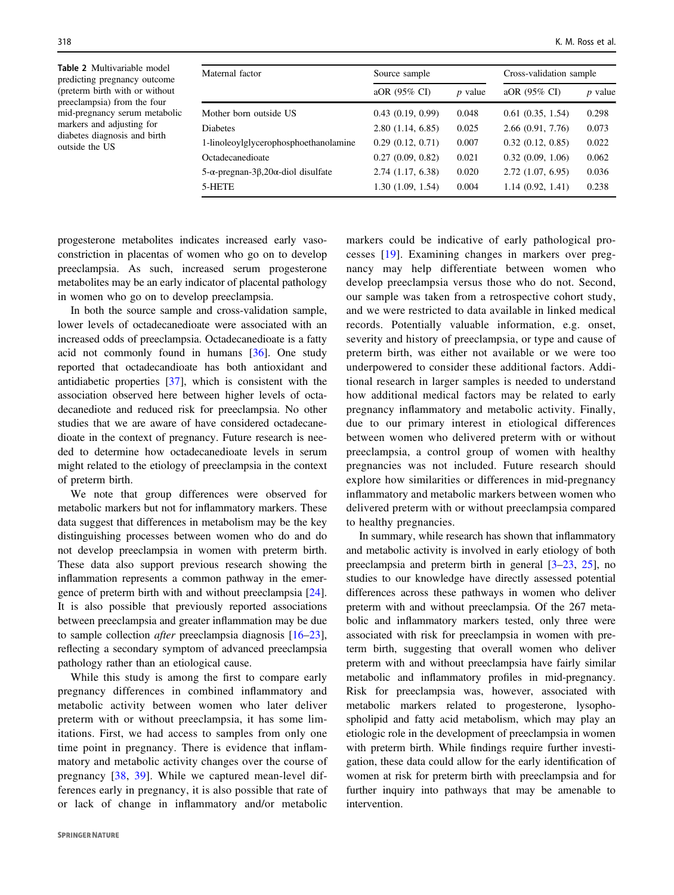**Table 2** Multivariable model predicting pregnancy outcome (preterm birth with or without preeclampsia) from the four mid-pregnancy serum metabolic markers and adjusting for diabetes diagnosis and birth outside the US

| Maternal factor | Source sample | | Cross-validation sample | |
|---|---|---|---|---|
| | aOR (95% CI) | *p* value | aOR (95% CI) | *p* value |
| Mother born outside US | 0.43 (0.19, 0.99) | 0.048 | 0.61 (0.35, 1.54) | 0.298 |
| Diabetes | 2.80 (1.14, 6.85) | 0.025 | 2.66 (0.91, 7.76) | 0.073 |
| 1-linoleoylglycerophosphoethanolamine | 0.29 (0.12, 0.71) | 0.007 | 0.32 (0.12, 0.85) | 0.022 |
| Octadecanedioate | 0.27 (0.09, 0.82) | 0.021 | 0.32 (0.09, 1.06) | 0.062 |
| 5-α-pregnan-3β,20α-diol disulfate | 2.74 (1.17, 6.38) | 0.020 | 2.72 (1.07, 6.95) | 0.036 |
| 5-HETE | 1.30 (1.09, 1.54) | 0.004 | 1.14 (0.92, 1.41) | 0.238 |

progesterone metabolites indicates increased early vasoconstriction in placentas of women who go on to develop preeclampsia. As such, increased serum progesterone metabolites may be an early indicator of placental pathology in women who go on to develop preeclampsia.

In both the source sample and cross-validation sample, lower levels of octadecanedioate were associated with an increased odds of preeclampsia. Octadecanedioate is a fatty acid not commonly found in humans [36]. One study reported that octadecandioate has both antioxidant and antidiabetic properties [37], which is consistent with the association observed here between higher levels of octadecanediote and reduced risk for preeclampsia. No other studies that we are aware of have considered octadecanedioate in the context of pregnancy. Future research is needed to determine how octadecanedioate levels in serum might related to the etiology of preeclampsia in the context of preterm birth.

We note that group differences were observed for metabolic markers but not for inflammatory markers. These data suggest that differences in metabolism may be the key distinguishing processes between women who do and do not develop preeclampsia in women with preterm birth. These data also support previous research showing the inflammation represents a common pathway in the emergence of preterm birth with and without preeclampsia [24]. It is also possible that previously reported associations between preeclampsia and greater inflammation may be due to sample collection *after* preeclampsia diagnosis [16–23], reflecting a secondary symptom of advanced preeclampsia pathology rather than an etiological cause.

While this study is among the first to compare early pregnancy differences in combined inflammatory and metabolic activity between women who later deliver preterm with or without preeclampsia, it has some limitations. First, we had access to samples from only one time point in pregnancy. There is evidence that inflammatory and metabolic activity changes over the course of pregnancy [38, 39]. While we captured mean-level differences early in pregnancy, it is also possible that rate of or lack of change in inflammatory and/or metabolic markers could be indicative of early pathological processes [19]. Examining changes in markers over pregnancy may help differentiate between women who develop preeclampsia versus those who do not. Second, our sample was taken from a retrospective cohort study, and we were restricted to data available in linked medical records. Potentially valuable information, e.g. onset, severity and history of preeclampsia, or type and cause of preterm birth, was either not available or we were too underpowered to consider these additional factors. Additional research in larger samples is needed to understand how additional medical factors may be related to early pregnancy inflammatory and metabolic activity. Finally, due to our primary interest in etiological differences between women who delivered preterm with or without preeclampsia, a control group of women with healthy pregnancies was not included. Future research should explore how similarities or differences in mid-pregnancy inflammatory and metabolic markers between women who delivered preterm with or without preeclampsia compared to healthy pregnancies.

In summary, while research has shown that inflammatory and metabolic activity is involved in early etiology of both preeclampsia and preterm birth in general [3–23, 25], no studies to our knowledge have directly assessed potential differences across these pathways in women who deliver preterm with and without preeclampsia. Of the 267 metabolic and inflammatory markers tested, only three were associated with risk for preeclampsia in women with preterm birth, suggesting that overall women who deliver preterm with and without preeclampsia have fairly similar metabolic and inflammatory profiles in mid-pregnancy. Risk for preeclampsia was, however, associated with metabolic markers related to progesterone, lysophospholipid and fatty acid metabolism, which may play an etiologic role in the development of preeclampsia in women with preterm birth. While findings require further investigation, these data could allow for the early identification of women at risk for preterm birth with preeclampsia and for further inquiry into pathways that may be amenable to intervention.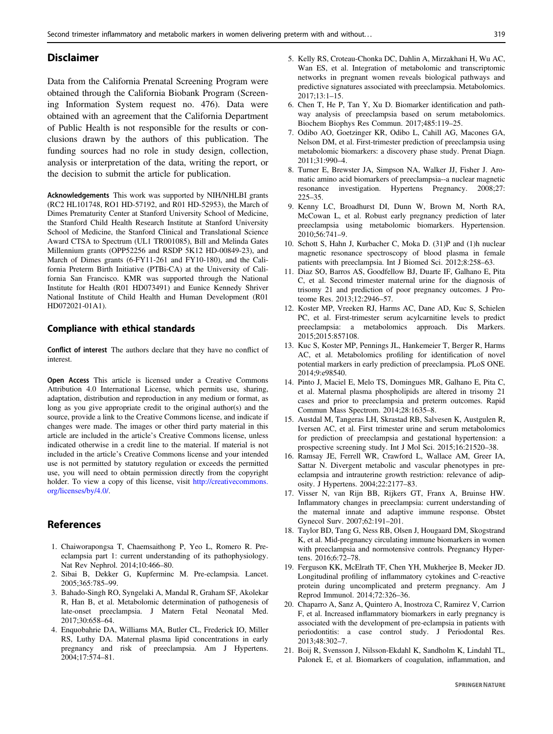## Disclaimer

Data from the California Prenatal Screening Program were obtained through the California Biobank Program (Screening Information System request no. 476). Data were obtained with an agreement that the California Department of Public Health is not responsible for the results or conclusions drawn by the authors of this publication. The funding sources had no role in study design, collection, analysis or interpretation of the data, writing the report, or the decision to submit the article for publication.

**Acknowledgements** This work was supported by NIH/NHLBI grants (RC2 HL101748, RO1 HD-57192, and R01 HD-52953), the March of Dimes Prematurity Center at Stanford University School of Medicine, the Stanford Child Health Research Institute at Stanford University School of Medicine, the Stanford Clinical and Translational Science Award CTSA to Spectrum (UL1 TR001085), Bill and Melinda Gates Millennium grants (OPP52256 and RSDP 5K12 HD-00849-23), and March of Dimes grants (6-FY11-261 and FY10-180), and the California Preterm Birth Initiative (PTBi-CA) at the University of California San Francisco. KMR was supported through the National Institute for Health (R01 HD073491) and Eunice Kennedy Shriver National Institute of Child Health and Human Development (R01 HD072021-01A1).

## Compliance with ethical standards

**Conflict of interest** The authors declare that they have no conflict of interest.

**Open Access** This article is licensed under a Creative Commons Attribution 4.0 International License, which permits use, sharing, adaptation, distribution and reproduction in any medium or format, as long as you give appropriate credit to the original author(s) and the source, provide a link to the Creative Commons license, and indicate if changes were made. The images or other third party material in this article are included in the article's Creative Commons license, unless indicated otherwise in a credit line to the material. If material is not included in the article's Creative Commons license and your intended use is not permitted by statutory regulation or exceeds the permitted use, you will need to obtain permission directly from the copyright holder. To view a copy of this license, visit http://creativecommons.org/licenses/by/4.0/.

## References

1. Chaiworapongsa T, Chaemsaithong P, Yeo L, Romero R. Preeclampsia part 1: current understanding of its pathophysiology. Nat Rev Nephrol. 2014;10:466–80.
2. Sibai B, Dekker G, Kupferminc M. Pre-eclampsia. Lancet. 2005;365:785–99.
3. Bahado-Singh RO, Syngelaki A, Mandal R, Graham SF, Akolekar R, Han B, et al. Metabolomic determination of pathogenesis of late-onset preeclampsia. J Matern Fetal Neonatal Med. 2017;30:658–64.
4. Enquobahrie DA, Williams MA, Butler CL, Frederick IO, Miller RS, Luthy DA. Maternal plasma lipid concentrations in early pregnancy and risk of preeclampsia. Am J Hypertens. 2004;17:574–81.
5. Kelly RS, Croteau-Chonka DC, Dahlin A, Mirzakhani H, Wu AC, Wan ES, et al. Integration of metabolomic and transcriptomic networks in pregnant women reveals biological pathways and predictive signatures associated with preeclampsia. Metabolomics. 2017;13:1–15.
6. Chen T, He P, Tan Y, Xu D. Biomarker identification and pathway analysis of preeclampsia based on serum metabolomics. Biochem Biophys Res Commun. 2017;485:119–25.
7. Odibo AO, Goetzinger KR, Odibo L, Cahill AG, Macones GA, Nelson DM, et al. First-trimester prediction of preeclampsia using metabolomic biomarkers: a discovery phase study. Prenat Diagn. 2011;31:990–4.
8. Turner E, Brewster JA, Simpson NA, Walker JJ, Fisher J. Aromatic amino acid biomarkers of preeclampsia--a nuclear magnetic resonance investigation. Hypertens Pregnancy. 2008;27:225–35.
9. Kenny LC, Broadhurst DI, Dunn W, Brown M, North RA, McCowan L, et al. Robust early pregnancy prediction of later preeclampsia using metabolomic biomarkers. Hypertension. 2010;56:741–9.
10. Schott S, Hahn J, Kurbacher C, Moka D. (31)P and (1)h nuclear magnetic resonance spectroscopy of blood plasma in female patients with preeclampsia. Int J Biomed Sci. 2012;8:258–63.
11. Diaz SO, Barros AS, Goodfellow BJ, Duarte IF, Galhano E, Pita C, et al. Second trimester maternal urine for the diagnosis of trisomy 21 and prediction of poor pregnancy outcomes. J Proteome Res. 2013;12:2946–57.
12. Koster MP, Vreeken RJ, Harms AC, Dane AD, Kuc S, Schielen PC, et al. First-trimester serum acylcarnitine levels to predict preeclampsia: a metabolomics approach. Dis Markers. 2015;2015:857108.
13. Kuc S, Koster MP, Pennings JL, Hankemeier T, Berger R, Harms AC, et al. Metabolomics profiling for identification of novel potential markers in early prediction of preeclampsia. PLoS ONE. 2014;9:e98540.
14. Pinto J, Maciel E, Melo TS, Domingues MR, Galhano E, Pita C, et al. Maternal plasma phospholipids are altered in trisomy 21 cases and prior to preeclampsia and preterm outcomes. Rapid Commun Mass Spectrom. 2014;28:1635–8.
15. Austdal M, Tangeras LH, Skrastad RB, Salvesen K, Austgulen R, Iversen AC, et al. First trimester urine and serum metabolomics for prediction of preeclampsia and gestational hypertension: a prospective screening study. Int J Mol Sci. 2015;16:21520–38.
16. Ramsay JE, Ferrell WR, Crawford L, Wallace AM, Greer IA, Sattar N. Divergent metabolic and vascular phenotypes in pre-eclampsia and intrauterine growth restriction: relevance of adiposity. J Hypertens. 2004;22:2177–83.
17. Visser N, van Rijn BB, Rijkers GT, Franx A, Bruinse HW. Inflammatory changes in preeclampsia: current understanding of the maternal innate and adaptive immune response. Obstet Gynecol Surv. 2007;62:191–201.
18. Taylor BD, Tang G, Ness RB, Olsen J, Hougaard DM, Skogstrand K, et al. Mid-pregnancy circulating immune biomarkers in women with preeclampsia and normotensive controls. Pregnancy Hypertens. 2016;6:72–78.
19. Ferguson KK, McElrath TF, Chen YH, Mukherjee B, Meeker JD. Longitudinal profiling of inflammatory cytokines and C-reactive protein during uncomplicated and preterm pregnancy. Am J Reprod Immunol. 2014;72:326–36.
20. Chaparro A, Sanz A, Quintero A, Inostroza C, Ramirez V, Carrion F, et al. Increased inflammatory biomarkers in early pregnancy is associated with the development of pre-eclampsia in patients with periodontitis: a case control study. J Periodontal Res. 2013;48:302–7.
21. Boij R, Svensson J, Nilsson-Ekdahl K, Sandholm K, Lindahl TL, Palonek E, et al. Biomarkers of coagulation, inflammation, and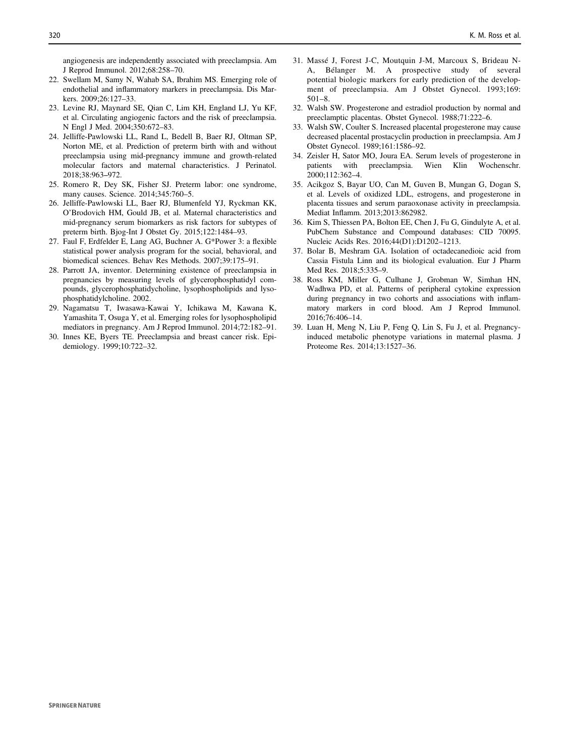angiogenesis are independently associated with preeclampsia. Am J Reprod Immunol. 2012;68:258–70.

22. Swellam M, Samy N, Wahab SA, Ibrahim MS. Emerging role of endothelial and inflammatory markers in preeclampsia. Dis Markers. 2009;26:127–33.
23. Levine RJ, Maynard SE, Qian C, Lim KH, England LJ, Yu KF, et al. Circulating angiogenic factors and the risk of preeclampsia. N Engl J Med. 2004;350:672–83.
24. Jelliffe-Pawlowski LL, Rand L, Bedell B, Baer RJ, Oltman SP, Norton ME, et al. Prediction of preterm birth with and without preeclampsia using mid-pregnancy immune and growth-related molecular factors and maternal characteristics. J Perinatol. 2018;38:963–972.
25. Romero R, Dey SK, Fisher SJ. Preterm labor: one syndrome, many causes. Science. 2014;345:760–5.
26. Jelliffe-Pawlowski LL, Baer RJ, Blumenfeld YJ, Ryckman KK, O'Brodovich HM, Gould JB, et al. Maternal characteristics and mid-pregnancy serum biomarkers as risk factors for subtypes of preterm birth. Bjog-Int J Obstet Gy. 2015;122:1484–93.
27. Faul F, Erdfelder E, Lang AG, Buchner A. G*Power 3: a flexible statistical power analysis program for the social, behavioral, and biomedical sciences. Behav Res Methods. 2007;39:175–91.
28. Parrott JA, inventor. Determining existence of preeclampsia in pregnancies by measuring levels of glycerophosphatidyl compounds, glycerophosphatidycholine, lysophospholipids and lysophosphatidylcholine. 2002.
29. Nagamatsu T, Iwasawa-Kawai Y, Ichikawa M, Kawana K, Yamashita T, Osuga Y, et al. Emerging roles for lysophospholipid mediators in pregnancy. Am J Reprod Immunol. 2014;72:182–91.
30. Innes KE, Byers TE. Preeclampsia and breast cancer risk. Epidemiology. 1999;10:722–32.
31. Massé J, Forest J-C, Moutquin J-M, Marcoux S, Brideau N-A, Bélanger M. A prospective study of several potential biologic markers for early prediction of the development of preeclampsia. Am J Obstet Gynecol. 1993;169: 501–8.
32. Walsh SW. Progesterone and estradiol production by normal and preeclamptic placentas. Obstet Gynecol. 1988;71:222–6.
33. Walsh SW, Coulter S. Increased placental progesterone may cause decreased placental prostacyclin production in preeclampsia. Am J Obstet Gynecol. 1989;161:1586–92.
34. Zeisler H, Sator MO, Joura EA. Serum levels of progesterone in patients with preeclampsia. Wien Klin Wochenschr. 2000;112:362–4.
35. Acikgoz S, Bayar UO, Can M, Guven B, Mungan G, Dogan S, et al. Levels of oxidized LDL, estrogens, and progesterone in placenta tissues and serum paraoxonase activity in preeclampsia. Mediat Inflamm. 2013;2013:862982.
36. Kim S, Thiessen PA, Bolton EE, Chen J, Fu G, Gindulyte A, et al. PubChem Substance and Compound databases: CID 70095. Nucleic Acids Res. 2016;44(D1):D1202–1213.
37. Bolar B, Meshram GA. Isolation of octadecanedioic acid from Cassia Fistula Linn and its biological evaluation. Eur J Pharm Med Res. 2018;5:335–9.
38. Ross KM, Miller G, Culhane J, Grobman W, Simhan HN, Wadhwa PD, et al. Patterns of peripheral cytokine expression during pregnancy in two cohorts and associations with inflammatory markers in cord blood. Am J Reprod Immunol. 2016;76:406–14.
39. Luan H, Meng N, Liu P, Feng Q, Lin S, Fu J, et al. Pregnancy-induced metabolic phenotype variations in maternal plasma. J Proteome Res. 2014;13:1527–36.